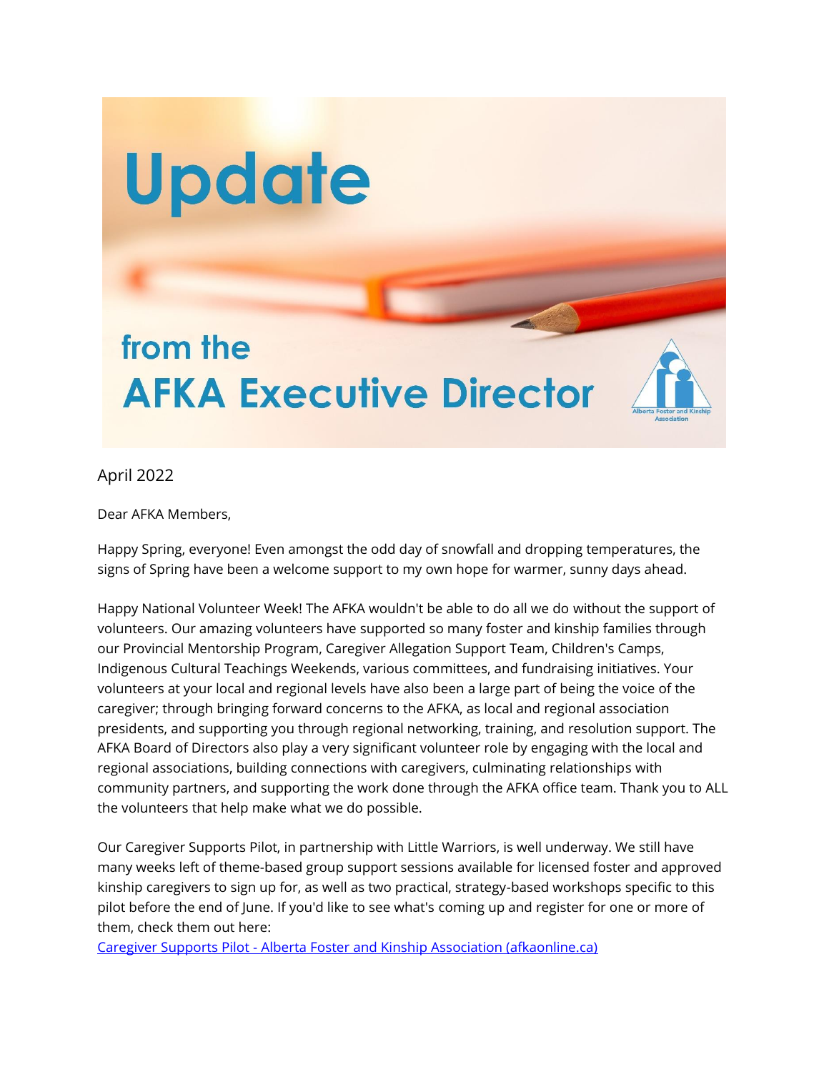# Update

## from the AFKA Executive Director

April 2022

Dear AFKA Members,

Happy Spring, everyone! Even amongst the odd day of snowfall and dropping temperatures, the signs of Spring have been a welcome support to my own hope for warmer, sunny days ahead.

Happy National Volunteer Week! The AFKA wouldn't be able to do all we do without the support of volunteers. Our amazing volunteers have supported so many foster and kinship families through our Provincial Mentorship Program, Caregiver Allegation Support Team, Children's Camps, Indigenous Cultural Teachings Weekends, various committees, and fundraising initiatives. Your volunteers at your local and regional levels have also been a large part of being the voice of the caregiver; through bringing forward concerns to the AFKA, as local and regional association presidents, and supporting you through regional networking, training, and resolution support. The AFKA Board of Directors also play a very significant volunteer role by engaging with the local and regional associations, building connections with caregivers, culminating relationships with community partners, and supporting the work done through the AFKA office team. Thank you to ALL the volunteers that help make what we do possible.

Our Caregiver Supports Pilot, in partnership with Little Warriors, is well underway. We still have many weeks left of theme-based group support sessions available for licensed foster and approved kinship caregivers to sign up for, as well as two practical, strategy-based workshops specific to this pilot before the end of June. If you'd like to see what's coming up and register for one or more of them, check them out here:
[Caregiver Supports Pilot - Alberta Foster and Kinship Association (afkaonline.ca)]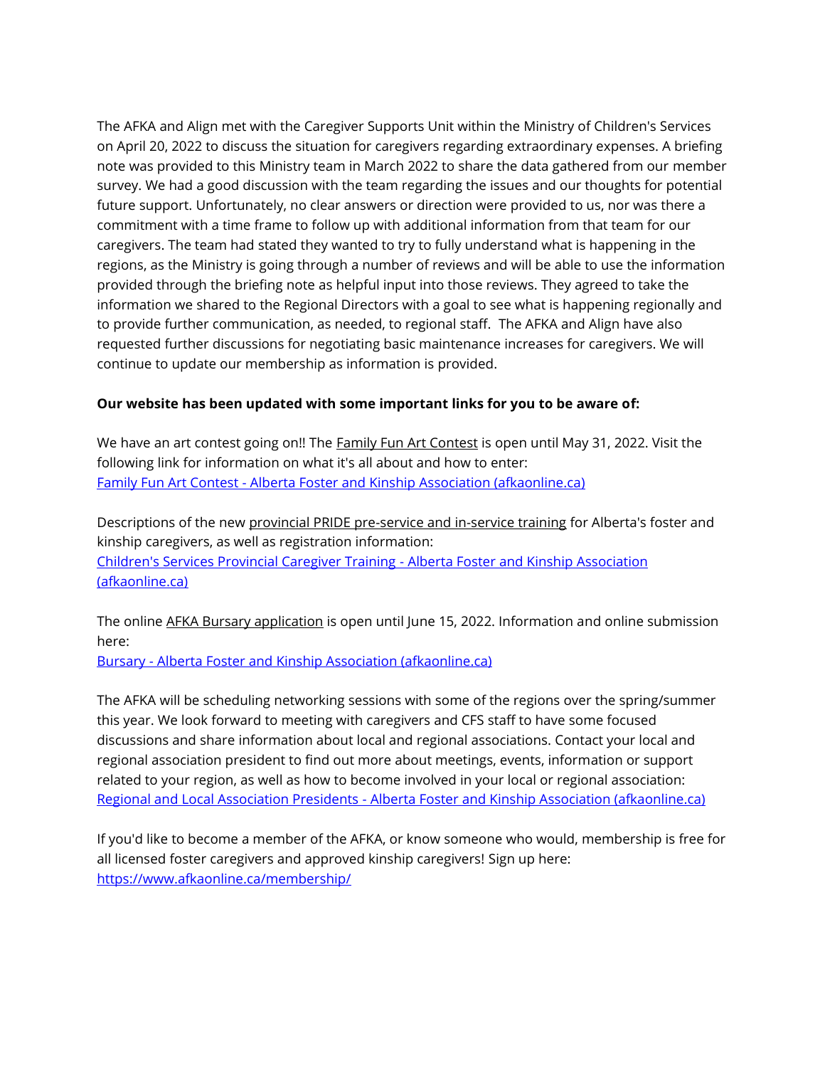The AFKA and Align met with the Caregiver Supports Unit within the Ministry of Children's Services on April 20, 2022 to discuss the situation for caregivers regarding extraordinary expenses. A briefing note was provided to this Ministry team in March 2022 to share the data gathered from our member survey. We had a good discussion with the team regarding the issues and our thoughts for potential future support. Unfortunately, no clear answers or direction were provided to us, nor was there a commitment with a time frame to follow up with additional information from that team for our caregivers. The team had stated they wanted to try to fully understand what is happening in the regions, as the Ministry is going through a number of reviews and will be able to use the information provided through the briefing note as helpful input into those reviews. They agreed to take the information we shared to the Regional Directors with a goal to see what is happening regionally and to provide further communication, as needed, to regional staff. The AFKA and Align have also requested further discussions for negotiating basic maintenance increases for caregivers. We will continue to update our membership as information is provided.

**Our website has been updated with some important links for you to be aware of:**

We have an art contest going on!! The Family Fun Art Contest is open until May 31, 2022. Visit the following link for information on what it's all about and how to enter:
[Family Fun Art Contest - Alberta Foster and Kinship Association (afkaonline.ca)]

Descriptions of the new provincial PRIDE pre-service and in-service training for Alberta's foster and kinship caregivers, as well as registration information:
[Children's Services Provincial Caregiver Training - Alberta Foster and Kinship Association (afkaonline.ca)]

The online AFKA Bursary application is open until June 15, 2022. Information and online submission here:
[Bursary - Alberta Foster and Kinship Association (afkaonline.ca)]

The AFKA will be scheduling networking sessions with some of the regions over the spring/summer this year. We look forward to meeting with caregivers and CFS staff to have some focused discussions and share information about local and regional associations. Contact your local and regional association president to find out more about meetings, events, information or support related to your region, as well as how to become involved in your local or regional association:
[Regional and Local Association Presidents - Alberta Foster and Kinship Association (afkaonline.ca)]

If you'd like to become a member of the AFKA, or know someone who would, membership is free for all licensed foster caregivers and approved kinship caregivers! Sign up here:
https://www.afkaonline.ca/membership/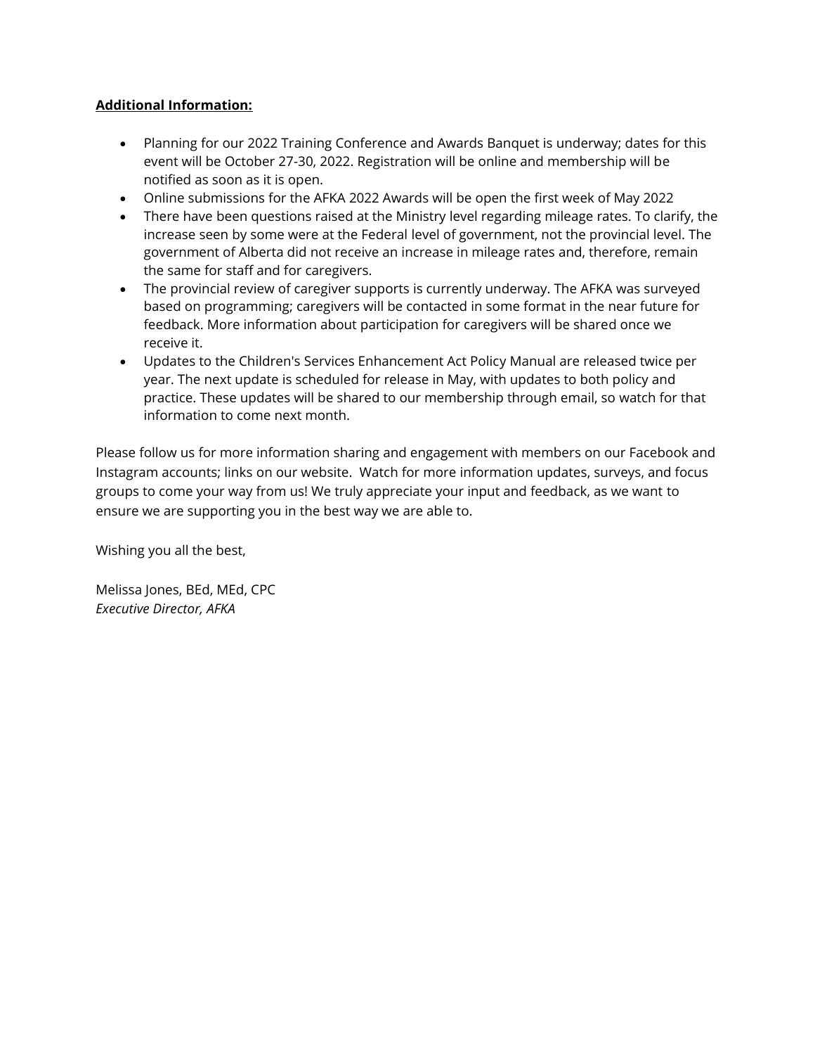**Additional Information:**

- Planning for our 2022 Training Conference and Awards Banquet is underway; dates for this event will be October 27-30, 2022. Registration will be online and membership will be notified as soon as it is open.
- Online submissions for the AFKA 2022 Awards will be open the first week of May 2022
- There have been questions raised at the Ministry level regarding mileage rates. To clarify, the increase seen by some were at the Federal level of government, not the provincial level. The government of Alberta did not receive an increase in mileage rates and, therefore, remain the same for staff and for caregivers.
- The provincial review of caregiver supports is currently underway. The AFKA was surveyed based on programming; caregivers will be contacted in some format in the near future for feedback. More information about participation for caregivers will be shared once we receive it.
- Updates to the Children's Services Enhancement Act Policy Manual are released twice per year. The next update is scheduled for release in May, with updates to both policy and practice. These updates will be shared to our membership through email, so watch for that information to come next month.

Please follow us for more information sharing and engagement with members on our Facebook and Instagram accounts; links on our website. Watch for more information updates, surveys, and focus groups to come your way from us! We truly appreciate your input and feedback, as we want to ensure we are supporting you in the best way we are able to.

Wishing you all the best,

Melissa Jones, BEd, MEd, CPC
*Executive Director, AFKA*